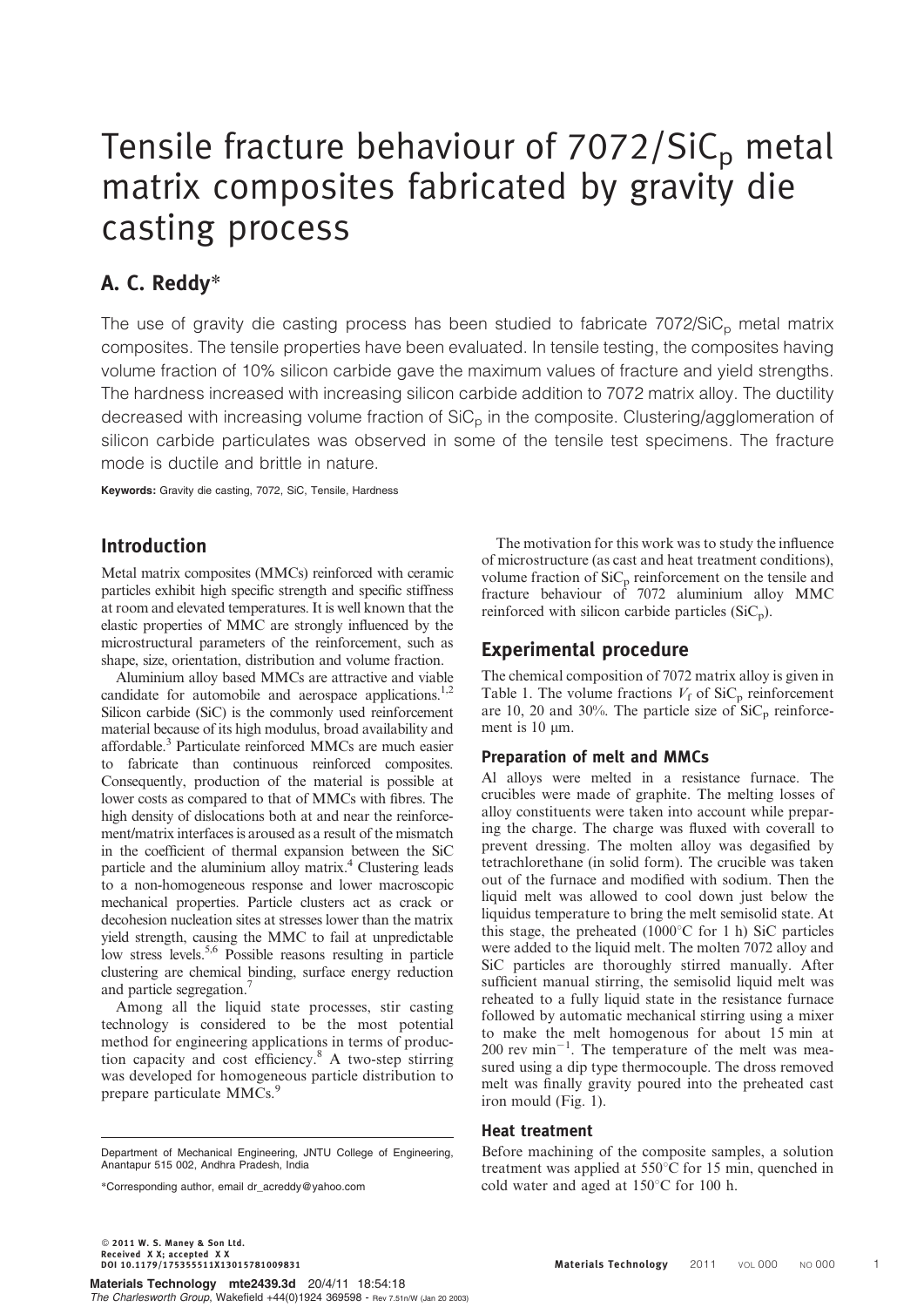# Tensile fracture behaviour of 7072/$SiC_p$ metal matrix composites fabricated by gravity die casting process

## A. C. Reddy*

The use of gravity die casting process has been studied to fabricate 7072/$SiC_p$ metal matrix composites. The tensile properties have been evaluated. In tensile testing, the composites having volume fraction of 10% silicon carbide gave the maximum values of fracture and yield strengths. The hardness increased with increasing silicon carbide addition to 7072 matrix alloy. The ductility decreased with increasing volume fraction of $SiC_p$ in the composite. Clustering/agglomeration of silicon carbide particulates was observed in some of the tensile test specimens. The fracture mode is ductile and brittle in nature.

**Keywords:** Gravity die casting, 7072, SiC, Tensile, Hardness

## Introduction

Metal matrix composites (MMCs) reinforced with ceramic particles exhibit high specific strength and specific stiffness at room and elevated temperatures. It is well known that the elastic properties of MMC are strongly influenced by the microstructural parameters of the reinforcement, such as shape, size, orientation, distribution and volume fraction.

Aluminium alloy based MMCs are attractive and viable candidate for automobile and aerospace applications.[1,2] Silicon carbide (SiC) is the commonly used reinforcement material because of its high modulus, broad availability and affordable.[3] Particulate reinforced MMCs are much easier to fabricate than continuous reinforced composites. Consequently, production of the material is possible at lower costs as compared to that of MMCs with fibres. The high density of dislocations both at and near the reinforcement/matrix interfaces is aroused as a result of the mismatch in the coefficient of thermal expansion between the SiC particle and the aluminium alloy matrix.[4] Clustering leads to a non-homogeneous response and lower macroscopic mechanical properties. Particle clusters act as crack or decohesion nucleation sites at stresses lower than the matrix yield strength, causing the MMC to fail at unpredictable low stress levels.[5,6] Possible reasons resulting in particle clustering are chemical binding, surface energy reduction and particle segregation.[7]

Among all the liquid state processes, stir casting technology is considered to be the most potential method for engineering applications in terms of production capacity and cost efficiency.[8] A two-step stirring was developed for homogeneous particle distribution to prepare particulate MMCs.[9]

Department of Mechanical Engineering, JNTU College of Engineering, Anantapur 515 002, Andhra Pradesh, India

*Corresponding author, email dr_acreddy@yahoo.com

The motivation for this work was to study the influence of microstructure (as cast and heat treatment conditions), volume fraction of $SiC_p$ reinforcement on the tensile and fracture behaviour of 7072 aluminium alloy MMC reinforced with silicon carbide particles ($SiC_p$).

## Experimental procedure

The chemical composition of 7072 matrix alloy is given in Table 1. The volume fractions $V_f$ of $SiC_p$ reinforcement are 10, 20 and 30%. The particle size of $SiC_p$ reinforcement is 10 μm.

### Preparation of melt and MMCs

Al alloys were melted in a resistance furnace. The crucibles were made of graphite. The melting losses of alloy constituents were taken into account while preparing the charge. The charge was fluxed with coverall to prevent dressing. The molten alloy was degasified by tetrachlorethane (in solid form). The crucible was taken out of the furnace and modified with sodium. Then the liquid melt was allowed to cool down just below the liquidus temperature to bring the melt semisolid state. At this stage, the preheated (1000°C for 1 h) SiC particles were added to the liquid melt. The molten 7072 alloy and SiC particles are thoroughly stirred manually. After sufficient manual stirring, the semisolid liquid melt was reheated to a fully liquid state in the resistance furnace followed by automatic mechanical stirring using a mixer to make the melt homogenous for about 15 min at 200 rev $min^{-1}$. The temperature of the melt was measured using a dip type thermocouple. The dross removed melt was finally gravity poured into the preheated cast iron mould (Fig. 1).

### Heat treatment

Before machining of the composite samples, a solution treatment was applied at 550°C for 15 min, quenched in cold water and aged at 150°C for 100 h.

© 2011 W. S. Maney & Son Ltd.
Received X X; accepted X X
DOI 10.1179/175355511X13015781009831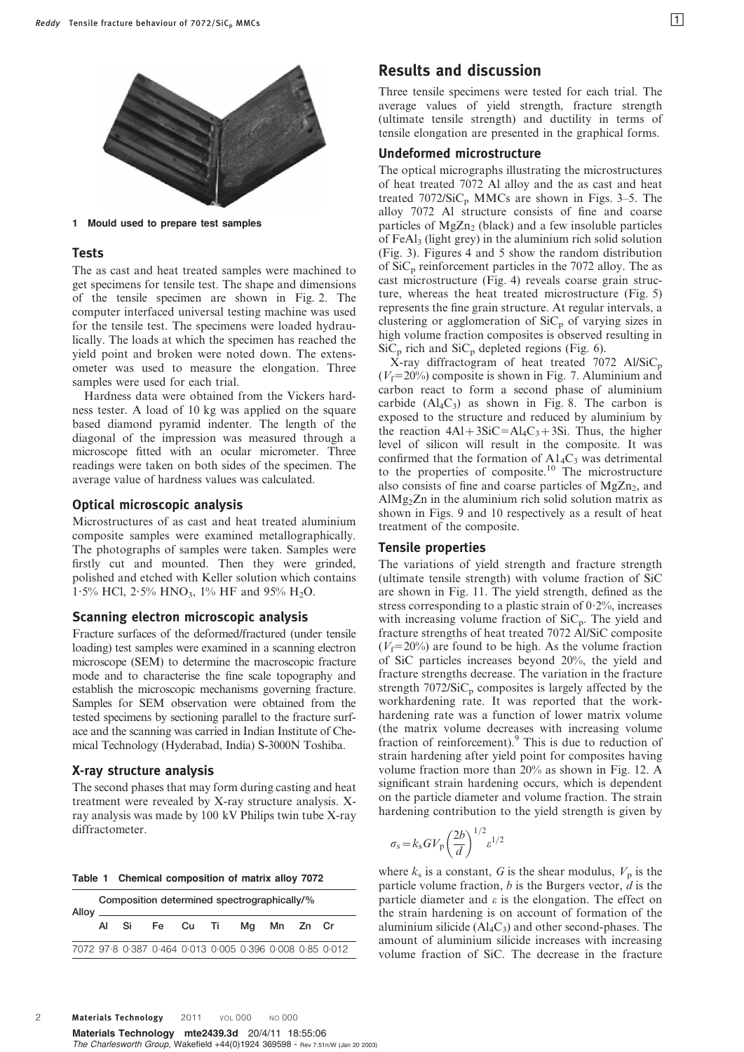1 Mould used to prepare test samples

### Tests

The as cast and heat treated samples were machined to get specimens for tensile test. The shape and dimensions of the tensile specimen are shown in Fig. 2. The computer interfaced universal testing machine was used for the tensile test. The specimens were loaded hydraulically. The loads at which the specimen has reached the yield point and broken were noted down. The extensometer was used to measure the elongation. Three samples were used for each trial.

Hardness data were obtained from the Vickers hardness tester. A load of 10 kg was applied on the square based diamond pyramid indenter. The length of the diagonal of the impression was measured through a microscope fitted with an ocular micrometer. Three readings were taken on both sides of the specimen. The average value of hardness values was calculated.

### Optical microscopic analysis

Microstructures of as cast and heat treated aluminium composite samples were examined metallographically. The photographs of samples were taken. Samples were firstly cut and mounted. Then they were grinded, polished and etched with Keller solution which contains 1·5% HCl, 2·5% $HNO_3$, 1% HF and 95% $H_2O$.

### Scanning electron microscopic analysis

Fracture surfaces of the deformed/fractured (under tensile loading) test samples were examined in a scanning electron microscope (SEM) to determine the macroscopic fracture mode and to characterise the fine scale topography and establish the microscopic mechanisms governing fracture. Samples for SEM observation were obtained from the tested specimens by sectioning parallel to the fracture surface and the scanning was carried in Indian Institute of Chemical Technology (Hyderabad, India) S-3000N Toshiba.

### X-ray structure analysis

The second phases that may form during casting and heat treatment were revealed by X-ray structure analysis. X-ray analysis was made by 100 kV Philips twin tube X-ray diffractometer.

Table 1 Chemical composition of matrix alloy 7072

| Alloy | Composition determined spectrographically/% | | | | | | | | |
|---|---|---|---|---|---|---|---|---|---|
| | Al | Si | Fe | Cu | Ti | Mg | Mn | Zn | Cr |
| 7072 | 97·8 | 0·387 | 0·464 | 0·013 | 0·005 | 0·396 | 0·008 | 0·85 | 0·012 |

## Results and discussion

Three tensile specimens were tested for each trial. The average values of yield strength, fracture strength (ultimate tensile strength) and ductility in terms of tensile elongation are presented in the graphical forms.

### Undeformed microstructure

The optical micrographs illustrating the microstructures of heat treated 7072 Al alloy and the as cast and heat treated 7072/$SiC_p$ MMCs are shown in Figs. 3–5. The alloy 7072 Al structure consists of fine and coarse particles of $MgZn_2$ (black) and a few insoluble particles of $FeAl_3$ (light grey) in the aluminium rich solid solution (Fig. 3). Figures 4 and 5 show the random distribution of $SiC_p$ reinforcement particles in the 7072 alloy. The as cast microstructure (Fig. 4) reveals coarse grain structure, whereas the heat treated microstructure (Fig. 5) represents the fine grain structure. At regular intervals, a clustering or agglomeration of $SiC_p$ of varying sizes in high volume fraction composites is observed resulting in $SiC_p$ rich and $SiC_p$ depleted regions (Fig. 6).

X-ray diffractogram of heat treated 7072 Al/$SiC_p$ ($V_f$=20%) composite is shown in Fig. 7. Aluminium and carbon react to form a second phase of aluminium carbide ($Al_4C_3$) as shown in Fig. 8. The carbon is exposed to the structure and reduced by aluminium by the reaction $4Al+3SiC=Al_4C_3+3Si$. Thus, the higher level of silicon will result in the composite. It was confirmed that the formation of $Al_4C_3$ was detrimental to the properties of composite.[10] The microstructure also consists of fine and coarse particles of $MgZn_2$, and $AlMg_2Zn$ in the aluminium rich solid solution matrix as shown in Figs. 9 and 10 respectively as a result of heat treatment of the composite.

### Tensile properties

The variations of yield strength and fracture strength (ultimate tensile strength) with volume fraction of SiC are shown in Fig. 11. The yield strength, defined as the stress corresponding to a plastic strain of 0·2%, increases with increasing volume fraction of $SiC_p$. The yield and fracture strengths of heat treated 7072 Al/SiC composite ($V_f$=20%) are found to be high. As the volume fraction of SiC particles increases beyond 20%, the yield and fracture strengths decrease. The variation in the fracture strength 7072/$SiC_p$ composites is largely affected by the workhardening rate. It was reported that the workhardening rate was a function of lower matrix volume (the matrix volume decreases with increasing volume fraction of reinforcement).[9] This is due to reduction of strain hardening after yield point for composites having volume fraction more than 20% as shown in Fig. 12. A significant strain hardening occurs, which is dependent on the particle diameter and volume fraction. The strain hardening contribution to the yield strength is given by

$$\sigma_s = k_s G V_p \left(\frac{2b}{d}\right)^{1/2} \varepsilon^{1/2}$$

where $k_s$ is a constant, $G$ is the shear modulus, $V_p$ is the particle volume fraction, $b$ is the Burgers vector, $d$ is the particle diameter and $\varepsilon$ is the elongation. The effect on the strain hardening is on account of formation of the aluminium silicide ($Al_4C_3$) and other second-phases. The amount of aluminium silicide increases with increasing volume fraction of SiC. The decrease in the fracture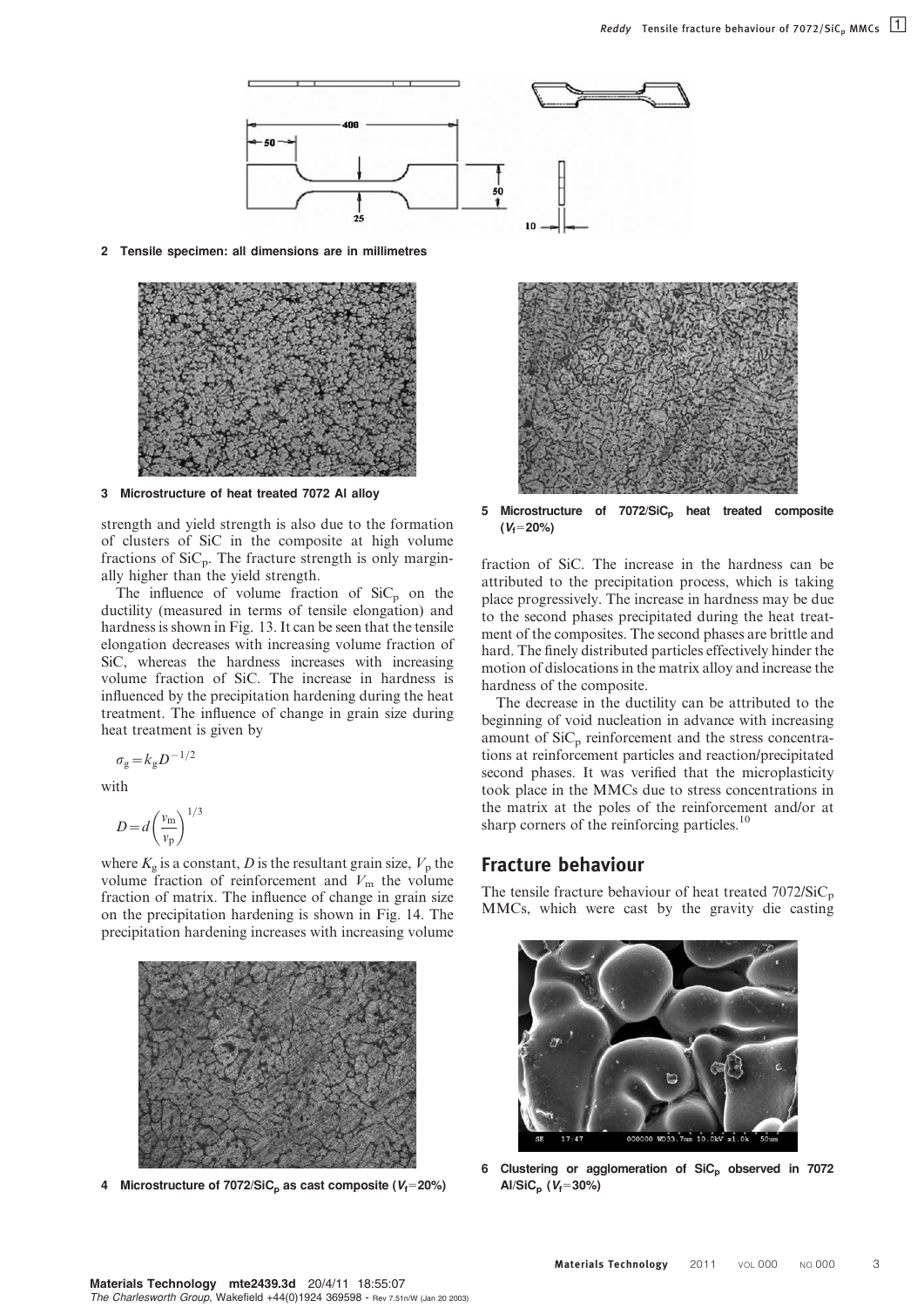2 Tensile specimen: all dimensions are in millimetres

3 Microstructure of heat treated 7072 Al alloy

strength and yield strength is also due to the formation of clusters of SiC in the composite at high volume fractions of $SiC_p$. The fracture strength is only marginally higher than the yield strength.

The influence of volume fraction of $SiC_p$ on the ductility (measured in terms of tensile elongation) and hardness is shown in Fig. 13. It can be seen that the tensile elongation decreases with increasing volume fraction of SiC, whereas the hardness increases with increasing volume fraction of SiC. The increase in hardness is influenced by the precipitation hardening during the heat treatment. The influence of change in grain size during heat treatment is given by

$$\sigma_g = k_g D^{-1/2}$$

with

$$D = d\left(\frac{v_m}{v_p}\right)^{1/3}$$

where $K_g$ is a constant, $D$ is the resultant grain size, $V_p$ the volume fraction of reinforcement and $V_m$ the volume fraction of matrix. The influence of change in grain size on the precipitation hardening is shown in Fig. 14. The precipitation hardening increases with increasing volume fraction of SiC. The increase in the hardness can be attributed to the precipitation process, which is taking place progressively. The increase in hardness may be due to the second phases precipitated during the heat treatment of the composites. The second phases are brittle and hard. The finely distributed particles effectively hinder the motion of dislocations in the matrix alloy and increase the hardness of the composite.

4 Microstructure of $7072/SiC_p$ as cast composite ($V_f$=20%)

5 Microstructure of $7072/SiC_p$ heat treated composite ($V_f$=20%)

The decrease in the ductility can be attributed to the beginning of void nucleation in advance with increasing amount of $SiC_p$ reinforcement and the stress concentrations at reinforcement particles and reaction/precipitated second phases. It was verified that the microplasticity took place in the MMCs due to stress concentrations in the matrix at the poles of the reinforcement and/or at sharp corners of the reinforcing particles.[10]

## Fracture behaviour

The tensile fracture behaviour of heat treated $7072/SiC_p$ MMCs, which were cast by the gravity die casting

6 Clustering or agglomeration of $SiC_p$ observed in 7072 $Al/SiC_p$ ($V_f$=30%)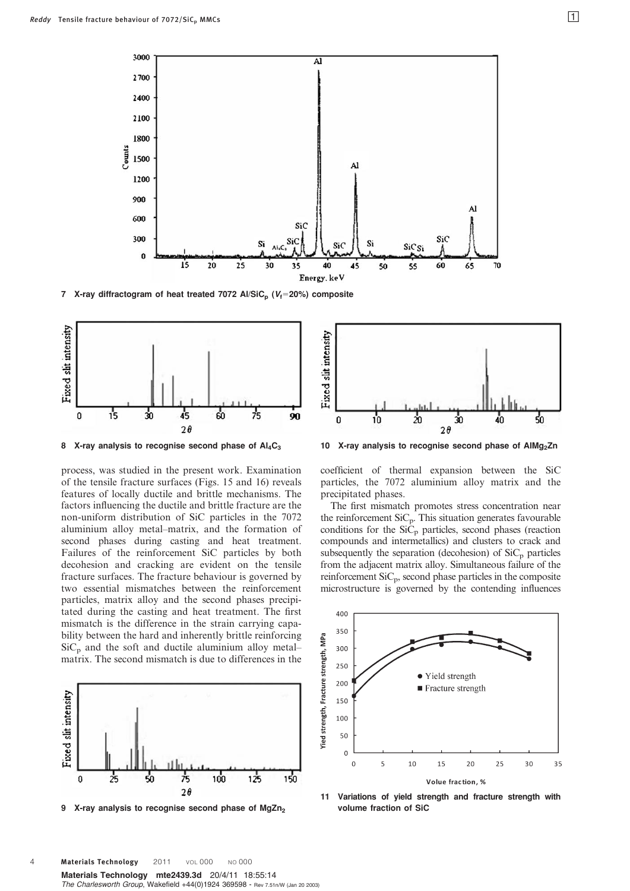7 X-ray diffractogram of heat treated 7072 Al/$SiC_p$ ($V_f$=20%) composite

8 X-ray analysis to recognise second phase of $Al_4C_3$

10 X-ray analysis to recognise second phase of $AlMg_2Zn$

process, was studied in the present work. Examination of the tensile fracture surfaces (Figs. 15 and 16) reveals features of locally ductile and brittle mechanisms. The factors influencing the ductile and brittle fracture are the non-uniform distribution of SiC particles in the 7072 aluminium alloy metal–matrix, and the formation of second phases during casting and heat treatment. Failures of the reinforcement SiC particles by both decohesion and cracking are evident on the tensile fracture surfaces. The fracture behaviour is governed by two essential mismatches between the reinforcement particles, matrix alloy and the second phases precipitated during the casting and heat treatment. The first mismatch is the difference in the strain carrying capability between the hard and inherently brittle reinforcing $SiC_p$ and the soft and ductile aluminium alloy metal–matrix. The second mismatch is due to differences in the coefficient of thermal expansion between the SiC particles, the 7072 aluminium alloy matrix and the precipitated phases.

The first mismatch promotes stress concentration near the reinforcement $SiC_p$. This situation generates favourable conditions for the $SiC_p$ particles, second phases (reaction compounds and intermetallics) and clusters to crack and subsequently the separation (decohesion) of $SiC_p$ particles from the adjacent matrix alloy. Simultaneous failure of the reinforcement $SiC_p$, second phase particles in the composite microstructure is governed by the contending influences

9 X-ray analysis to recognise second phase of $MgZn_2$

11 Variations of yield strength and fracture strength with volume fraction of SiC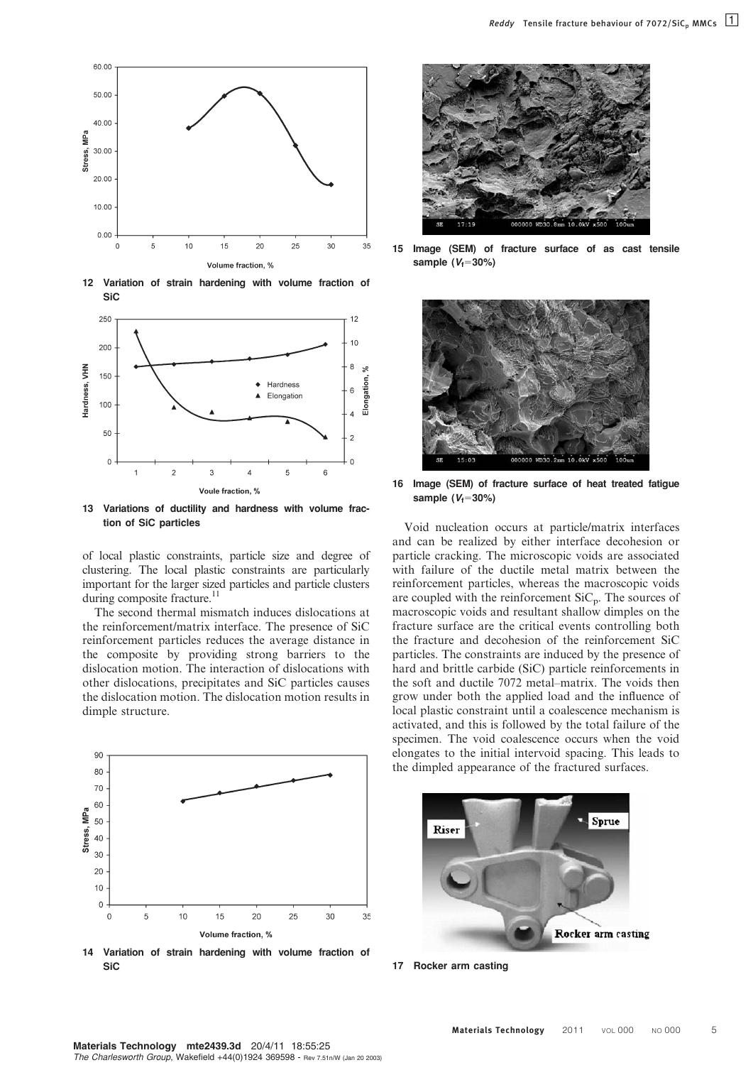12 Variation of strain hardening with volume fraction of SiC

13 Variations of ductility and hardness with volume fraction of SiC particles

of local plastic constraints, particle size and degree of clustering. The local plastic constraints are particularly important for the larger sized particles and particle clusters during composite fracture.[11]

The second thermal mismatch induces dislocations at the reinforcement/matrix interface. The presence of SiC reinforcement particles reduces the average distance in the composite by providing strong barriers to the dislocation motion. The interaction of dislocations with other dislocations, precipitates and SiC particles causes the dislocation motion. The dislocation motion results in dimple structure.

14 Variation of strain hardening with volume fraction of SiC

15 Image (SEM) of fracture surface of as cast tensile sample ($V_f$=30%)

16 Image (SEM) of fracture surface of heat treated fatigue sample ($V_f$=30%)

Void nucleation occurs at particle/matrix interfaces and can be realized by either interface decohesion or particle cracking. The microscopic voids are associated with failure of the ductile metal matrix between the reinforcement particles, whereas the macroscopic voids are coupled with the reinforcement $SiC_p$. The sources of macroscopic voids and resultant shallow dimples on the fracture surface are the critical events controlling both the fracture and decohesion of the reinforcement SiC particles. The constraints are induced by the presence of hard and brittle carbide (SiC) particle reinforcements in the soft and ductile 7072 metal–matrix. The voids then grow under both the applied load and the influence of local plastic constraint until a coalescence mechanism is activated, and this is followed by the total failure of the specimen. The void coalescence occurs when the void elongates to the initial intervoid spacing. This leads to the dimpled appearance of the fractured surfaces.

17 Rocker arm casting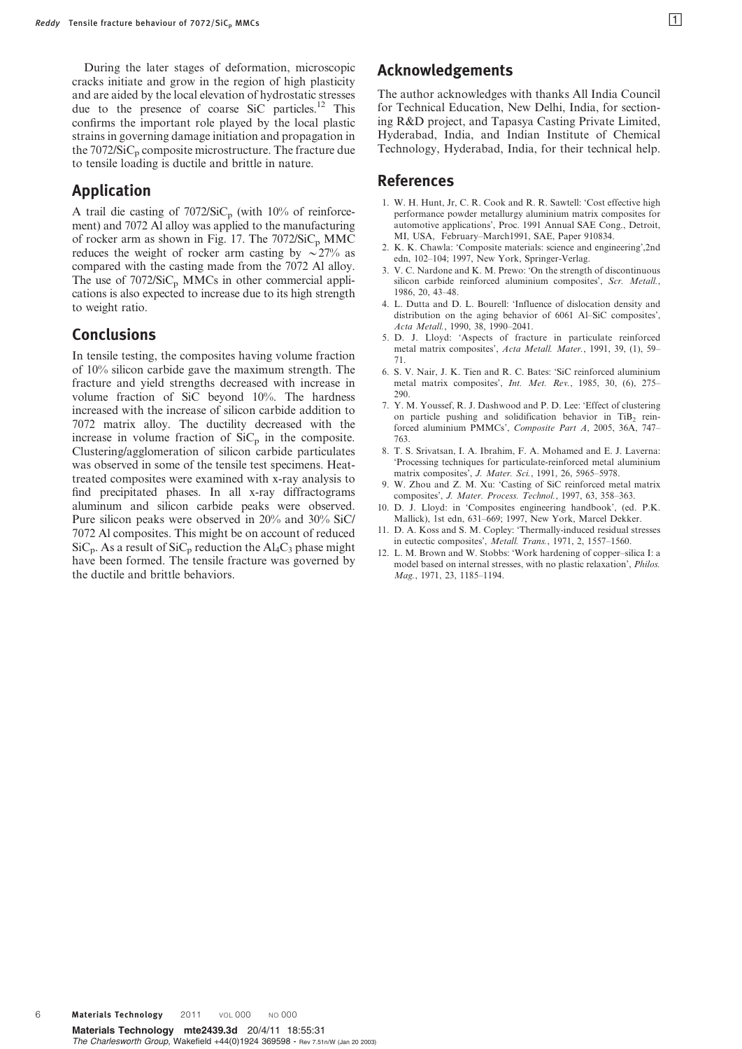During the later stages of deformation, microscopic cracks initiate and grow in the region of high plasticity and are aided by the local elevation of hydrostatic stresses due to the presence of coarse SiC particles.[12] This confirms the important role played by the local plastic strains in governing damage initiation and propagation in the 7072/$SiC_p$ composite microstructure. The fracture due to tensile loading is ductile and brittle in nature.

## Application

A trail die casting of 7072/$SiC_p$ (with 10% of reinforcement) and 7072 Al alloy was applied to the manufacturing of rocker arm as shown in Fig. 17. The 7072/$SiC_p$ MMC reduces the weight of rocker arm casting by $\sim$27% as compared with the casting made from the 7072 Al alloy. The use of 7072/$SiC_p$ MMCs in other commercial applications is also expected to increase due to its high strength to weight ratio.

## Conclusions

In tensile testing, the composites having volume fraction of 10% silicon carbide gave the maximum strength. The fracture and yield strengths decreased with increase in volume fraction of SiC beyond 10%. The hardness increased with the increase of silicon carbide addition to 7072 matrix alloy. The ductility decreased with the increase in volume fraction of $SiC_p$ in the composite. Clustering/agglomeration of silicon carbide particulates was observed in some of the tensile test specimens. Heat-treated composites were examined with x-ray analysis to find precipitated phases. In all x-ray diffractograms aluminum and silicon carbide peaks were observed. Pure silicon peaks were observed in 20% and 30% SiC/7072 Al composites. This might be on account of reduced $SiC_p$. As a result of $SiC_p$ reduction the $Al_4C_3$ phase might have been formed. The tensile fracture was governed by the ductile and brittle behaviors.

## Acknowledgements

The author acknowledges with thanks All India Council for Technical Education, New Delhi, India, for sectioning R&D project, and Tapasya Casting Private Limited, Hyderabad, India, and Indian Institute of Chemical Technology, Hyderabad, India, for their technical help.

## References

1. W. H. Hunt, Jr, C. R. Cook and R. R. Sawtell: 'Cost effective high performance powder metallurgy aluminium matrix composites for automotive applications', Proc. 1991 Annual SAE Cong., Detroit, MI, USA, February–March1991, SAE, Paper 910834.
2. K. K. Chawla: 'Composite materials: science and engineering',2nd edn, 102–104; 1997, New York, Springer-Verlag.
3. V. C. Nardone and K. M. Prewo: 'On the strength of discontinuous silicon carbide reinforced aluminium composites', *Scr. Metall.*, 1986, 20, 43–48.
4. L. Dutta and D. L. Bourell: 'Influence of dislocation density and distribution on the aging behavior of 6061 Al–SiC composites', *Acta Metall.*, 1990, 38, 1990–2041.
5. D. J. Lloyd: 'Aspects of fracture in particulate reinforced metal matrix composites', *Acta Metall. Mater.*, 1991, 39, (1), 59–71.
6. S. V. Nair, J. K. Tien and R. C. Bates: 'SiC reinforced aluminium metal matrix composites', *Int. Met. Rev.*, 1985, 30, (6), 275–290.
7. Y. M. Youssef, R. J. Dashwood and P. D. Lee: 'Effect of clustering on particle pushing and solidification behavior in $TiB_2$ reinforced aluminium PMMCs', *Composite Part A*, 2005, 36A, 747–763.
8. T. S. Srivatsan, I. A. Ibrahim, F. A. Mohamed and E. J. Laverna: 'Processing techniques for particulate-reinforced metal aluminium matrix composites', *J. Mater. Sci.*, 1991, 26, 5965–5978.
9. W. Zhou and Z. M. Xu: 'Casting of SiC reinforced metal matrix composites', *J. Mater. Process. Technol.*, 1997, 63, 358–363.
10. D. J. Lloyd: in 'Composites engineering handbook', (ed. P.K. Mallick), 1st edn, 631–669; 1997, New York, Marcel Dekker.
11. D. A. Koss and S. M. Copley: 'Thermally-induced residual stresses in eutectic composites', *Metall. Trans.*, 1971, 2, 1557–1560.
12. L. M. Brown and W. Stobbs: 'Work hardening of copper–silica I: a model based on internal stresses, with no plastic relaxation', *Philos. Mag.*, 1971, 23, 1185–1194.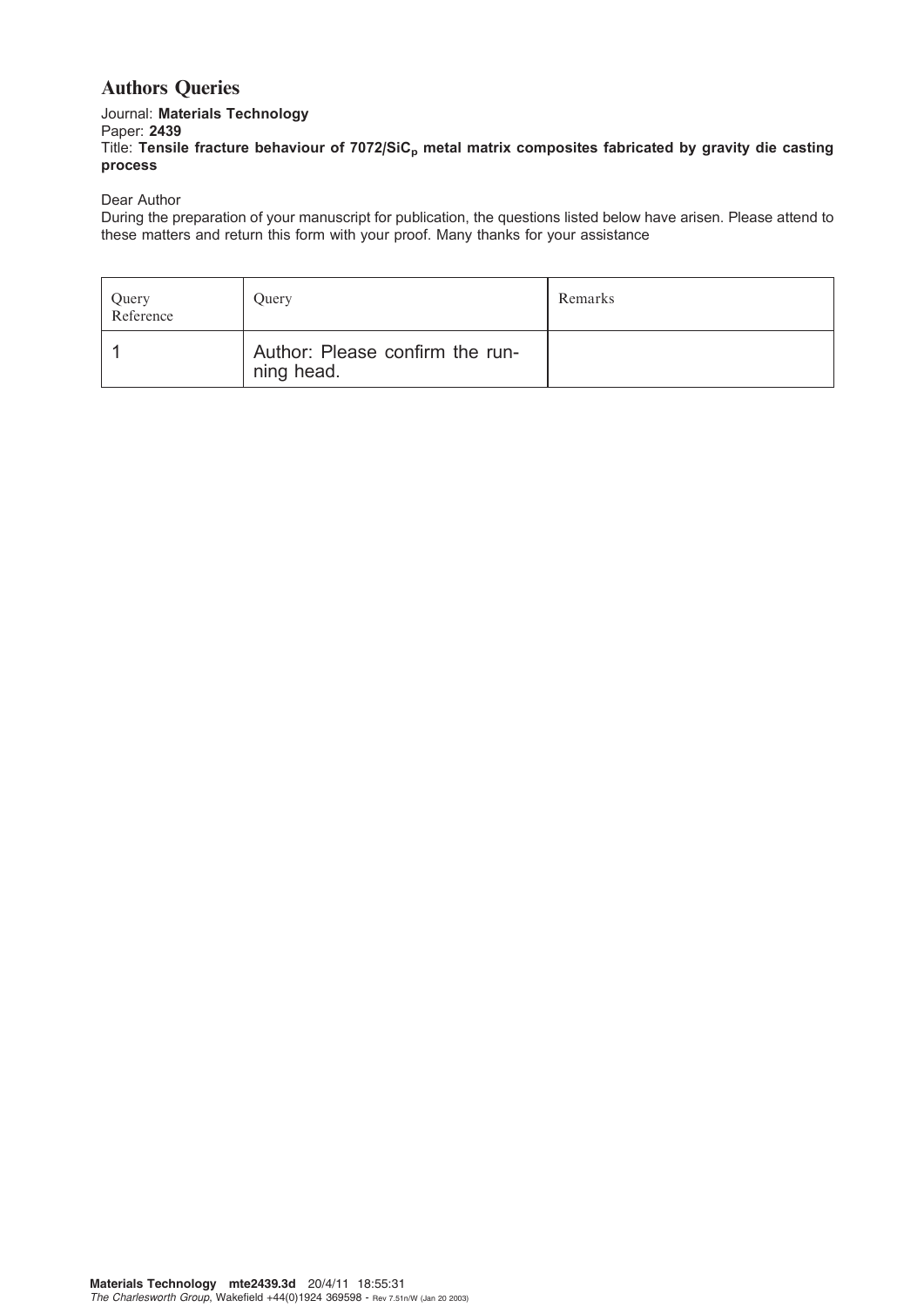# Authors Queries

Journal: **Materials Technology**
Paper: **2439**
Title: **Tensile fracture behaviour of 7072/$SiC_p$ metal matrix composites fabricated by gravity die casting process**

Dear Author

During the preparation of your manuscript for publication, the questions listed below have arisen. Please attend to these matters and return this form with your proof. Many thanks for your assistance

| Query Reference | Query | Remarks |
| --- | --- | --- |
| 1 | Author: Please confirm the running head. | |